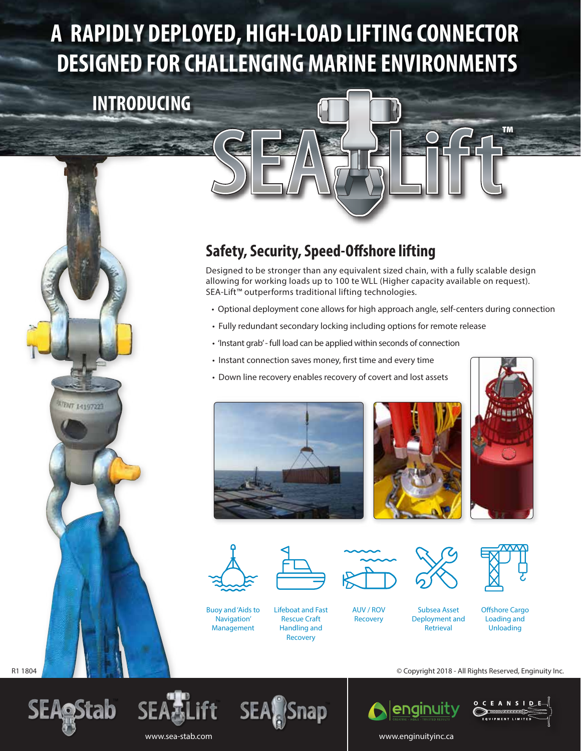# A RAPIDLY DEPLOYED, HIGH-LOAD LIFTING CONNECTOR DESIGNED FOR CHALLENGING MARINE ENVIRONMENTS

INTRODUCING

SEA-Lift™

## Safety, Security, Speed-Offshore lifting

Designed to be stronger than any equivalent sized chain, with a fully scalable design allowing for working loads up to 100 te WLL (Higher capacity available on request). SEA-Lift™ outperforms traditional lifting technologies.

- Optional deployment cone allows for high approach angle, self-centers during connection
- Fully redundant secondary locking including options for remote release
- 'Instant grab' - full load can be applied within seconds of connection
- Instant connection saves money, first time and every time
- Down line recovery enables recovery of covert and lost assets

Buoy and 'Aids to Navigation' Management

Lifeboat and Fast Rescue Craft Handling and Recovery

AUV / ROV Recovery

Subsea Asset Deployment and Retrieval

Offshore Cargo Loading and Unloading

R1 1804

© Copyright 2018 - All Rights Reserved, Enginuity Inc.

SEA-Stab SEA-Lift SEA-Snap

www.sea-stab.com

enginuity CREATIVE · AGILE · TRUSTED RESULTS

OCEANSIDE EQUIPMENT LIMITED

www.enginuityinc.ca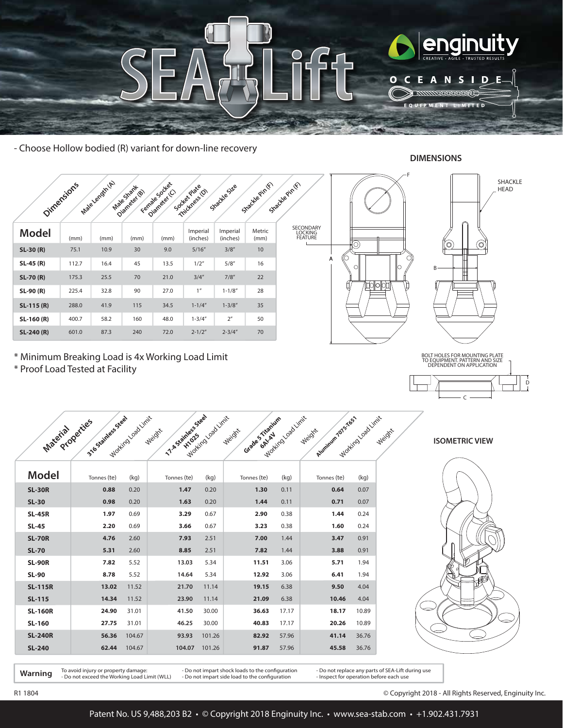- Choose Hollow bodied (R) variant for down-line recovery

## DIMENSIONS

| Model | Male Length (A) (mm) | Male Shank Diameter (B) (mm) | Female Socket Diameter (C) (mm) | Socket Plate Thickness (D) (mm) | Shackle Size Imperial (inches) | Shackle Pin (F) Imperial (inches) | Shackle Pin (F) Metric (mm) |
|---|---|---|---|---|---|---|---|
| SL-30 (R) | 75.1 | 10.9 | 30 | 9.0 | 5/16" | 3/8" | 10 |
| SL-45 (R) | 112.7 | 16.4 | 45 | 13.5 | 1/2" | 5/8" | 16 |
| SL-70 (R) | 175.3 | 25.5 | 70 | 21.0 | 3/4" | 7/8" | 22 |
| SL-90 (R) | 225.4 | 32.8 | 90 | 27.0 | 1" | 1-1/8" | 28 |
| SL-115 (R) | 288.0 | 41.9 | 115 | 34.5 | 1-1/4" | 1-3/8" | 35 |
| SL-160 (R) | 400.7 | 58.2 | 160 | 48.0 | 1-3/4" | 2" | 50 |
| SL-240 (R) | 601.0 | 87.3 | 240 | 72.0 | 2-1/2" | 2-3/4" | 70 |

SECONDARY LOCKING FEATURE

SHACKLE HEAD

F

A

B

BOLT HOLES FOR MOUNTING PLATE TO EQUIPMENT. PATTERN AND SIZE DEPENDENT ON APPLICATION

C

D

* Minimum Breaking Load is 4x Working Load Limit
* Proof Load Tested at Facility

| Model | 316 Stainless Steel Working Load Limit Tonnes (te) | 316 Stainless Steel Weight (kg) | 17-4 Stainless Steel H1025 Working Load Limit Tonnes (te) | 17-4 Stainless Steel H1025 Weight (kg) | Grade 5 Titanium 6Al-4V Working Load Limit Tonnes (te) | Grade 5 Titanium 6Al-4V Weight (kg) | Aluminum 7075-T651 Working Load Limit Tonnes (te) | Aluminum 7075-T651 Weight (kg) |
|---|---|---|---|---|---|---|---|---|
| SL-30R | 0.88 | 0.20 | 1.47 | 0.20 | 1.30 | 0.11 | 0.64 | 0.07 |
| SL-30 | 0.98 | 0.20 | 1.63 | 0.20 | 1.44 | 0.11 | 0.71 | 0.07 |
| SL-45R | 1.97 | 0.69 | 3.29 | 0.67 | 2.90 | 0.38 | 1.44 | 0.24 |
| SL-45 | 2.20 | 0.69 | 3.66 | 0.67 | 3.23 | 0.38 | 1.60 | 0.24 |
| SL-70R | 4.76 | 2.60 | 7.93 | 2.51 | 7.00 | 1.44 | 3.47 | 0.91 |
| SL-70 | 5.31 | 2.60 | 8.85 | 2.51 | 7.82 | 1.44 | 3.88 | 0.91 |
| SL-90R | 7.82 | 5.52 | 13.03 | 5.34 | 11.51 | 3.06 | 5.71 | 1.94 |
| SL-90 | 8.78 | 5.52 | 14.64 | 5.34 | 12.92 | 3.06 | 6.41 | 1.94 |
| SL-115R | 13.02 | 11.52 | 21.70 | 11.14 | 19.15 | 6.38 | 9.50 | 4.04 |
| SL-115 | 14.34 | 11.52 | 23.90 | 11.14 | 21.09 | 6.38 | 10.46 | 4.04 |
| SL-160R | 24.90 | 31.01 | 41.50 | 30.00 | 36.63 | 17.17 | 18.17 | 10.89 |
| SL-160 | 27.75 | 31.01 | 46.25 | 30.00 | 40.83 | 17.17 | 20.26 | 10.89 |
| SL-240R | 56.36 | 104.67 | 93.93 | 101.26 | 82.92 | 57.96 | 41.14 | 36.76 |
| SL-240 | 62.44 | 104.67 | 104.07 | 101.26 | 91.87 | 57.96 | 45.58 | 36.76 |

## ISOMETRIC VIEW

**Warning** To avoid injury or property damage:
- Do not exceed the Working Load Limit (WLL)
- Do not impart shock loads to the configuration
- Do not impart side load to the configuration
- Do not replace any parts of SEA-Lift during use
- Inspect for operation before each use

R1 1804

© Copyright 2018 - All Rights Reserved, Enginuity Inc.

Patent No. US 9,488,203 B2 • © Copyright 2018 Enginuity Inc. • www.sea-stab.com • +1.902.431.7931